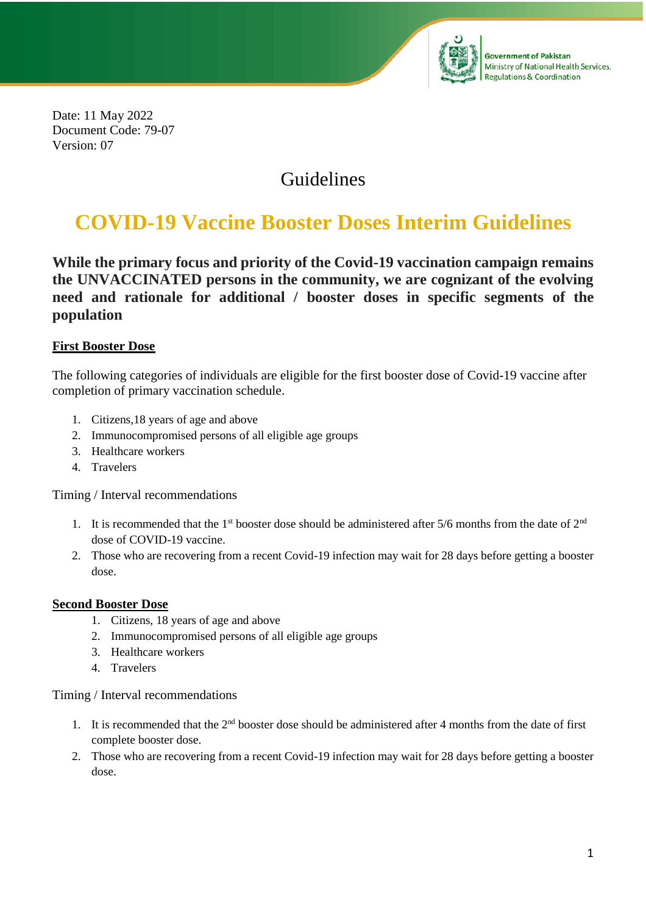Government of Pakistan
Ministry of National Health Services, Regulations & Coordination

Date: 11 May 2022
Document Code: 79-07
Version: 07

# Guidelines

# COVID-19 Vaccine Booster Doses Interim Guidelines

**While the primary focus and priority of the Covid-19 vaccination campaign remains the UNVACCINATED persons in the community, we are cognizant of the evolving need and rationale for additional / booster doses in specific segments of the population**

## First Booster Dose

The following categories of individuals are eligible for the first booster dose of Covid-19 vaccine after completion of primary vaccination schedule.

1. Citizens,18 years of age and above
2. Immunocompromised persons of all eligible age groups
3. Healthcare workers
4. Travelers

Timing / Interval recommendations

1. It is recommended that the 1st booster dose should be administered after 5/6 months from the date of 2nd dose of COVID-19 vaccine.
2. Those who are recovering from a recent Covid-19 infection may wait for 28 days before getting a booster dose.

## Second Booster Dose

1. Citizens, 18 years of age and above
2. Immunocompromised persons of all eligible age groups
3. Healthcare workers
4. Travelers

Timing / Interval recommendations

1. It is recommended that the 2nd booster dose should be administered after 4 months from the date of first complete booster dose.
2. Those who are recovering from a recent Covid-19 infection may wait for 28 days before getting a booster dose.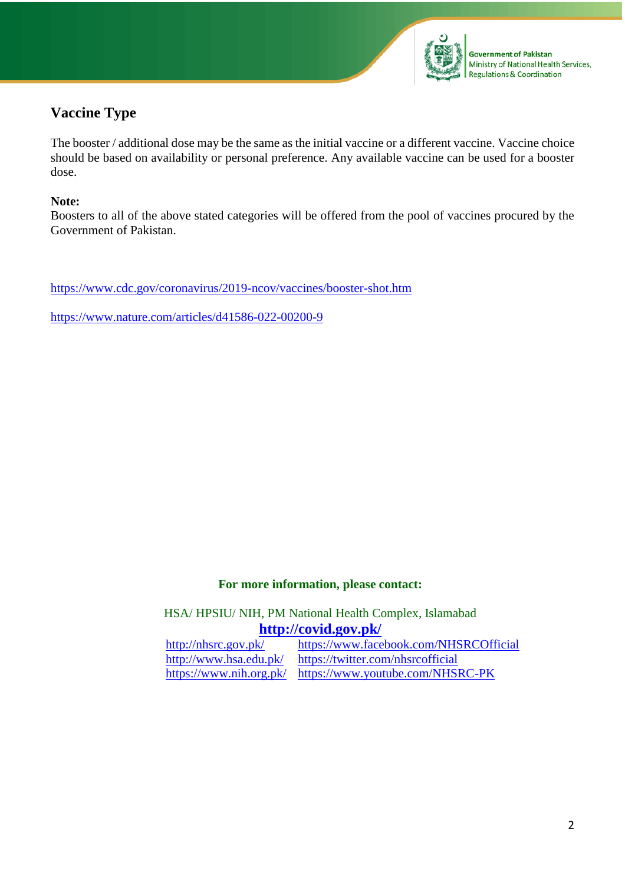## Vaccine Type

The booster / additional dose may be the same as the initial vaccine or a different vaccine. Vaccine choice should be based on availability or personal preference. Any available vaccine can be used for a booster dose.

**Note:**
Boosters to all of the above stated categories will be offered from the pool of vaccines procured by the Government of Pakistan.

https://www.cdc.gov/coronavirus/2019-ncov/vaccines/booster-shot.htm

https://www.nature.com/articles/d41586-022-00200-9

**For more information, please contact:**

HSA/ HPSIU/ NIH, PM National Health Complex, Islamabad

**http://covid.gov.pk/**

http://nhsrc.gov.pk/ https://www.facebook.com/NHSRCOfficial
http://www.hsa.edu.pk/ https://twitter.com/nhsrcofficial
https://www.nih.org.pk/ https://www.youtube.com/NHSRC-PK